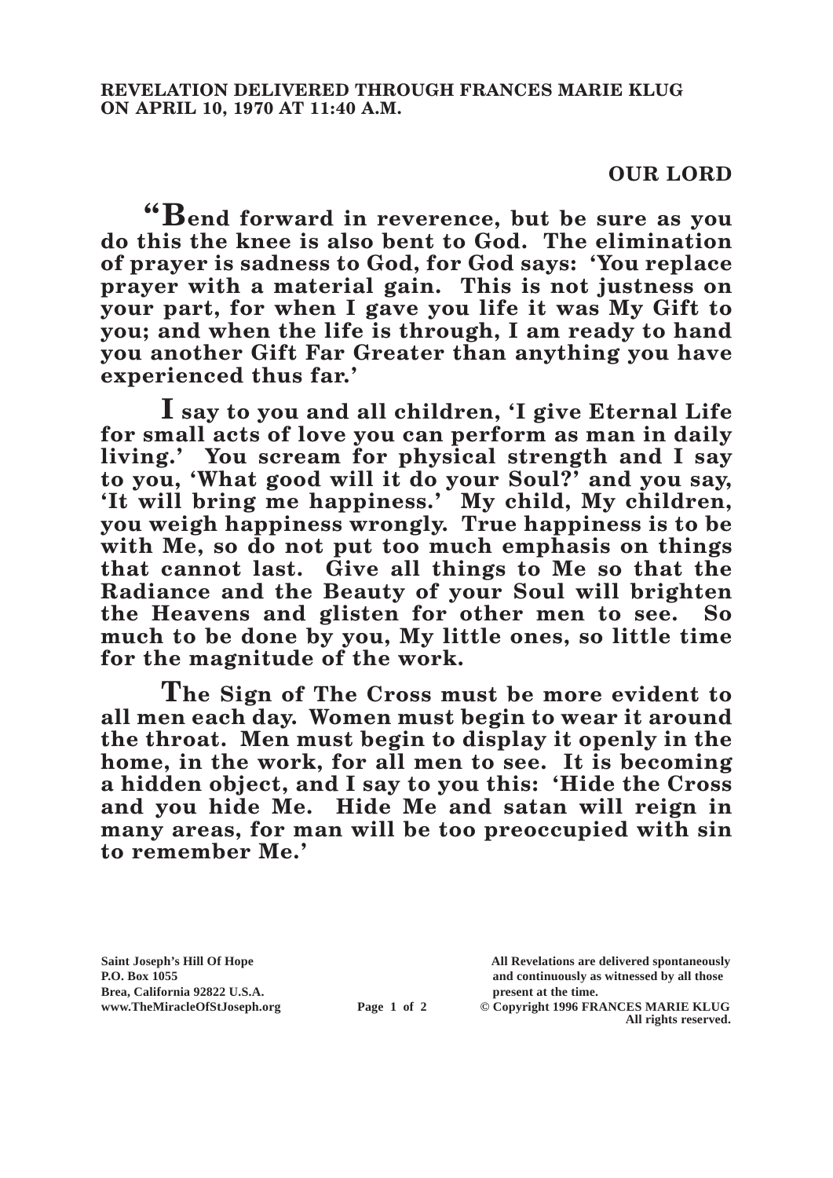**REVELATION DELIVERED THROUGH FRANCES MARIE KLUG ON APRIL 10, 1970 AT 11:40 A.M.**

## OUR LORD

**"Bend forward in reverence, but be sure as you do this the knee is also bent to God. The elimination of prayer is sadness to God, for God says: 'You replace prayer with a material gain. This is not justness on your part, for when I gave you life it was My Gift to you; and when the life is through, I am ready to hand you another Gift Far Greater than anything you have experienced thus far.'**

**I say to you and all children, 'I give Eternal Life for small acts of love you can perform as man in daily living.' You scream for physical strength and I say to you, 'What good will it do your Soul?' and you say, 'It will bring me happiness.' My child, My children, you weigh happiness wrongly. True happiness is to be with Me, so do not put too much emphasis on things that cannot last. Give all things to Me so that the Radiance and the Beauty of your Soul will brighten the Heavens and glisten for other men to see. So much to be done by you, My little ones, so little time for the magnitude of the work.**

**The Sign of The Cross must be more evident to all men each day. Women must begin to wear it around the throat. Men must begin to display it openly in the home, in the work, for all men to see. It is becoming a hidden object, and I say to you this: 'Hide the Cross and you hide Me. Hide Me and satan will reign in many areas, for man will be too preoccupied with sin to remember Me.'**

**Saint Joseph's Hill Of Hope**
**P.O. Box 1055**
**Brea, California 92822 U.S.A.**
**www.TheMiracleOfStJoseph.org**

**All Revelations are delivered spontaneously and continuously as witnessed by all those present at the time.**

**© Copyright 1996 FRANCES MARIE KLUG**
**All rights reserved.**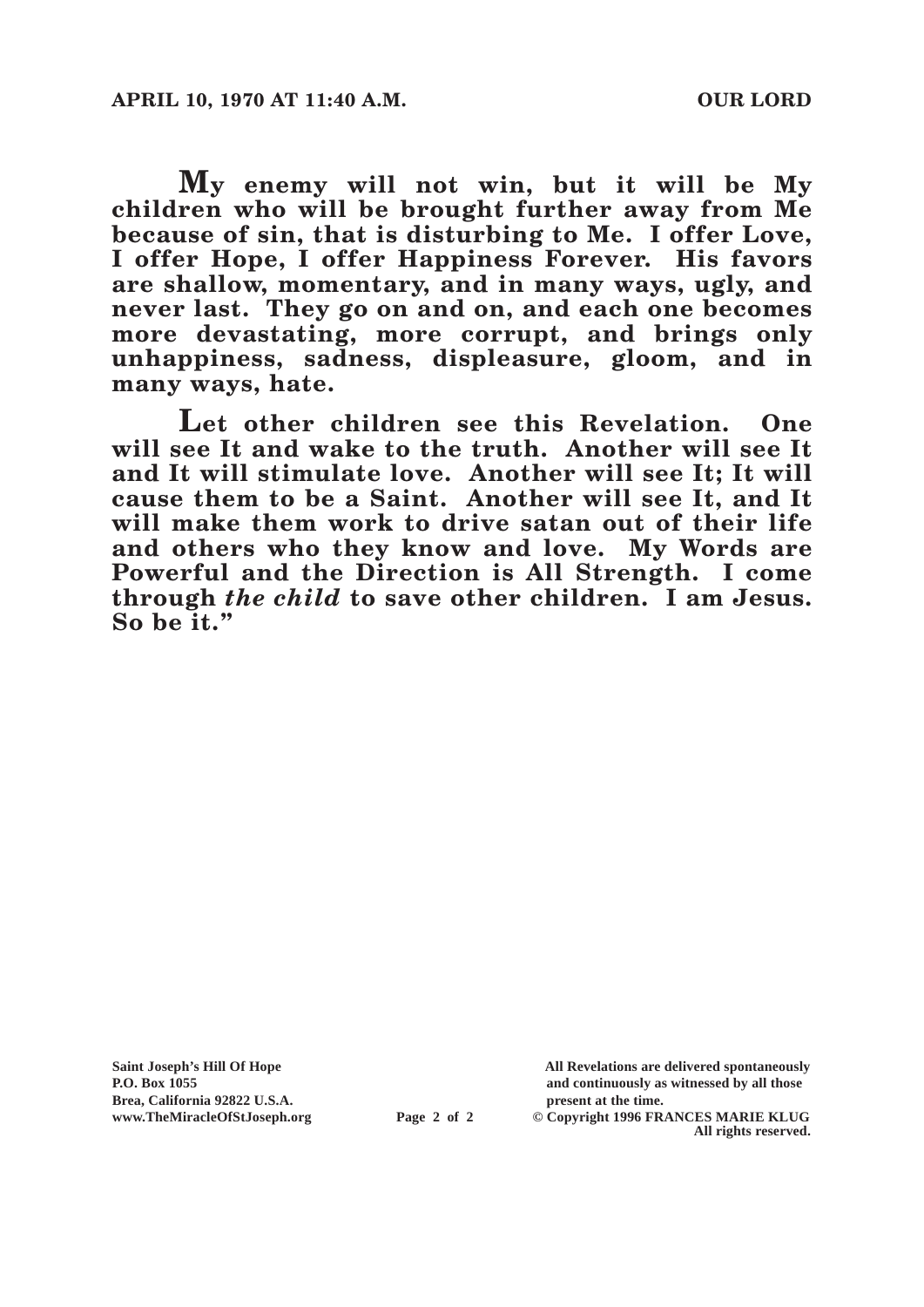**My enemy will not win, but it will be My children who will be brought further away from Me because of sin, that is disturbing to Me. I offer Love, I offer Hope, I offer Happiness Forever. His favors are shallow, momentary, and in many ways, ugly, and never last. They go on and on, and each one becomes more devastating, more corrupt, and brings only unhappiness, sadness, displeasure, gloom, and in many ways, hate.**

**Let other children see this Revelation. One will see It and wake to the truth. Another will see It and It will stimulate love. Another will see It; It will cause them to be a Saint. Another will see It, and It will make them work to drive satan out of their life and others who they know and love. My Words are Powerful and the Direction is All Strength. I come through *the child* to save other children. I am Jesus. So be it."**

**Saint Joseph's Hill Of Hope**
**P.O. Box 1055**
**Brea, California 92822 U.S.A.**
**www.TheMiracleOfStJoseph.org**

**All Revelations are delivered spontaneously and continuously as witnessed by all those present at the time.**
**© Copyright 1996 FRANCES MARIE KLUG**
**All rights reserved.**